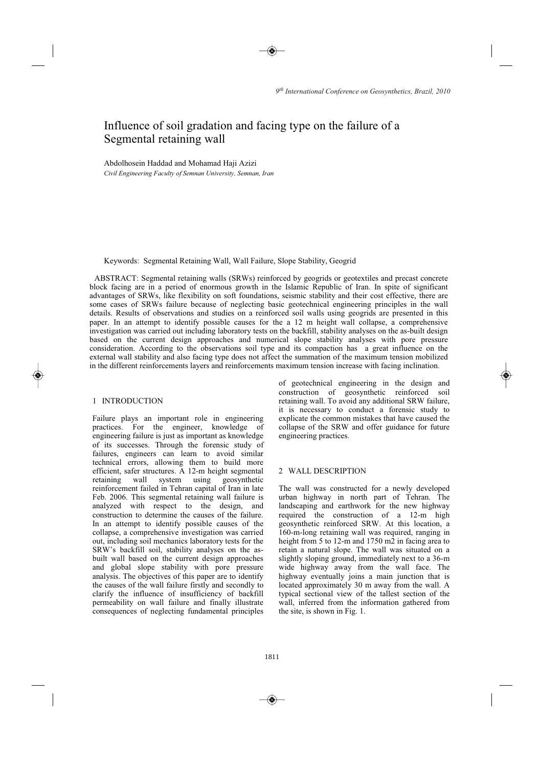# Influence of soil gradation and facing type on the failure of a Segmental retaining wall

Abdolhosein Haddad and Mohamad Haji Azizi

*Civil Engineering Faculty of Semnan University, Semnan, Iran*

Keywords: Segmental Retaining Wall, Wall Failure, Slope Stability, Geogrid

ABSTRACT: Segmental retaining walls (SRWs) reinforced by geogrids or geotextiles and precast concrete block facing are in a period of enormous growth in the Islamic Republic of Iran. In spite of significant advantages of SRWs, like flexibility on soft foundations, seismic stability and their cost effective, there are some cases of SRWs failure because of neglecting basic geotechnical engineering principles in the wall details. Results of observations and studies on a reinforced soil walls using geogrids are presented in this paper. In an attempt to identify possible causes for the a 12 m height wall collapse, a comprehensive investigation was carried out including laboratory tests on the backfill, stability analyses on the as-built design based on the current design approaches and numerical slope stability analyses with pore pressure consideration. According to the observations soil type and its compaction has a great influence on the external wall stability and also facing type does not affect the summation of the maximum tension mobilized in the different reinforcements layers and reinforcements maximum tension increase with facing inclination.

## 1 INTRODUCTION

Failure plays an important role in engineering practices. For the engineer, knowledge of engineering failure is just as important as knowledge of its successes. Through the forensic study of failures, engineers can learn to avoid similar technical errors, allowing them to build more efficient, safer structures. A 12-m height segmental retaining wall system using geosynthetic reinforcement failed in Tehran capital of Iran in late Feb. 2006. This segmental retaining wall failure is analyzed with respect to the design, and construction to determine the causes of the failure. In an attempt to identify possible causes of the collapse, a comprehensive investigation was carried out, including soil mechanics laboratory tests for the SRW's backfill soil, stability analyses on the as-built wall based on the current design approaches and global slope stability with pore pressure analysis. The objectives of this paper are to identify the causes of the wall failure firstly and secondly to clarify the influence of insufficiency of backfill permeability on wall failure and finally illustrate consequences of neglecting fundamental principles of geotechnical engineering in the design and construction of geosynthetic reinforced soil retaining wall. To avoid any additional SRW failure, it is necessary to conduct a forensic study to explicate the common mistakes that have caused the collapse of the SRW and offer guidance for future engineering practices.

## 2 WALL DESCRIPTION

The wall was constructed for a newly developed urban highway in north part of Tehran. The landscaping and earthwork for the new highway required the construction of a 12-m high geosynthetic reinforced SRW. At this location, a 160-m-long retaining wall was required, ranging in height from 5 to 12-m and 1750 m2 in facing area to retain a natural slope. The wall was situated on a slightly sloping ground, immediately next to a 36-m wide highway away from the wall face. The highway eventually joins a main junction that is located approximately 30 m away from the wall. A typical sectional view of the tallest section of the wall, inferred from the information gathered from the site, is shown in Fig. 1.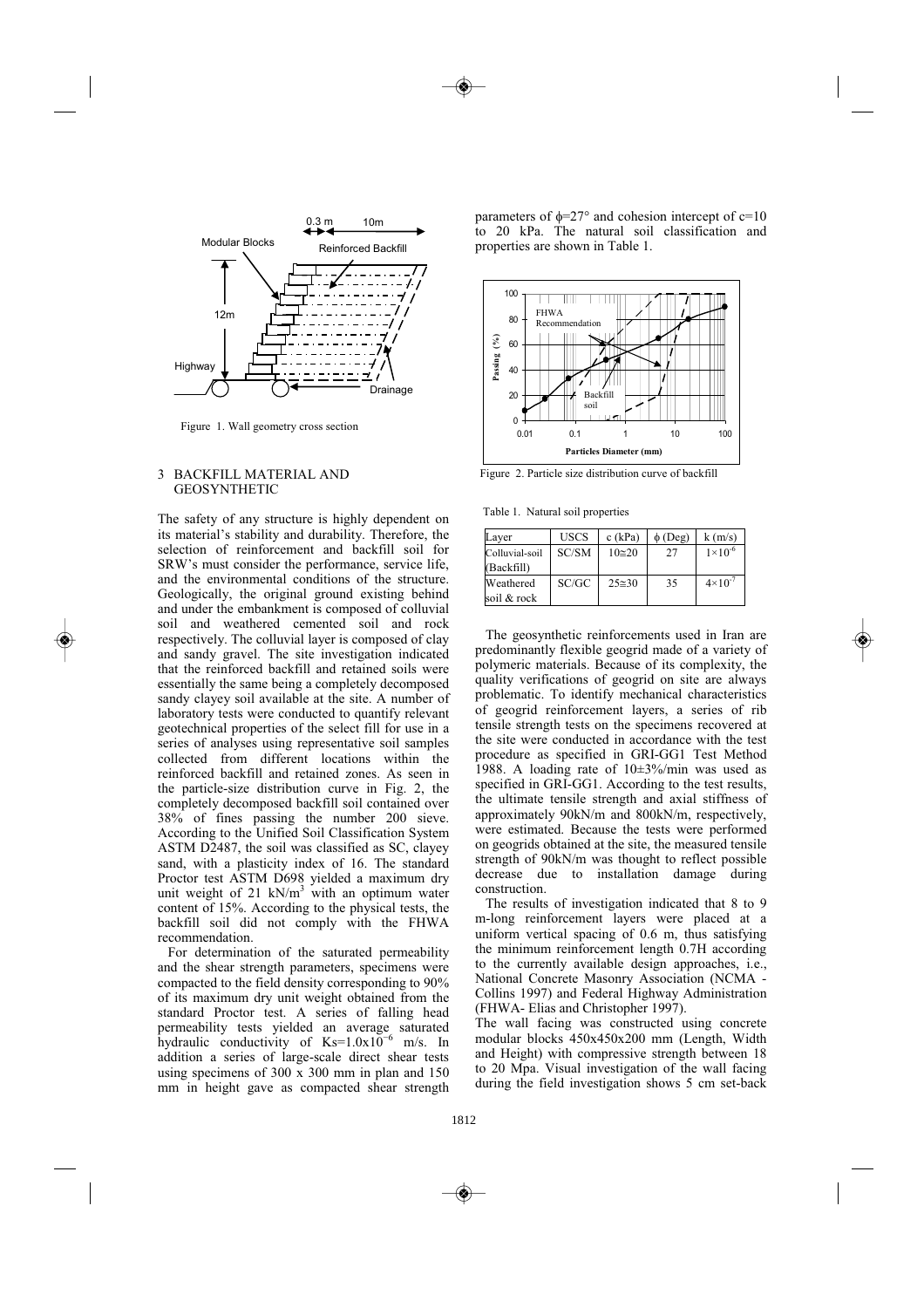Figure 1. Wall geometry cross section

## 3 BACKFILL MATERIAL AND GEOSYNTHETIC

The safety of any structure is highly dependent on its material's stability and durability. Therefore, the selection of reinforcement and backfill soil for SRW's must consider the performance, service life, and the environmental conditions of the structure. Geologically, the original ground existing behind and under the embankment is composed of colluvial soil and weathered cemented soil and rock respectively. The colluvial layer is composed of clay and sandy gravel. The site investigation indicated that the reinforced backfill and retained soils were essentially the same being a completely decomposed sandy clayey soil available at the site. A number of laboratory tests were conducted to quantify relevant geotechnical properties of the select fill for use in a series of analyses using representative soil samples collected from different locations within the reinforced backfill and retained zones. As seen in the particle-size distribution curve in Fig. 2, the completely decomposed backfill soil contained over 38% of fines passing the number 200 sieve. According to the Unified Soil Classification System ASTM D2487, the soil was classified as SC, clayey sand, with a plasticity index of 16. The standard Proctor test ASTM D698 yielded a maximum dry unit weight of 21 $kN/m^3$ with an optimum water content of 15%. According to the physical tests, the backfill soil did not comply with the FHWA recommendation.

For determination of the saturated permeability and the shear strength parameters, specimens were compacted to the field density corresponding to 90% of its maximum dry unit weight obtained from the standard Proctor test. A series of falling head permeability tests yielded an average saturated hydraulic conductivity of $Ks=1.0x10^{-6}$ m/s. In addition a series of large-scale direct shear tests using specimens of 300 x 300 mm in plan and 150 mm in height gave as compacted shear strength parameters of $\phi$=27° and cohesion intercept of c=10 to 20 kPa. The natural soil classification and properties are shown in Table 1.

Figure 2. Particle size distribution curve of backfill

Table 1. Natural soil properties

| Layer | USCS | c (kPa) | $\phi$ (Deg) | k (m/s) |
|---|---|---|---|---|
| Colluvial-soil (Backfill) | SC/SM | 10≅20 | 27 | $1\times10^{-6}$ |
| Weathered soil & rock | SC/GC | 25≅30 | 35 | $4\times10^{-7}$ |

The geosynthetic reinforcements used in Iran are predominantly flexible geogrid made of a variety of polymeric materials. Because of its complexity, the quality verifications of geogrid on site are always problematic. To identify mechanical characteristics of geogrid reinforcement layers, a series of rib tensile strength tests on the specimens recovered at the site were conducted in accordance with the test procedure as specified in GRI-GG1 Test Method 1988. A loading rate of 10±3%/min was used as specified in GRI-GG1. According to the test results, the ultimate tensile strength and axial stiffness of approximately 90kN/m and 800kN/m, respectively, were estimated. Because the tests were performed on geogrids obtained at the site, the measured tensile strength of 90kN/m was thought to reflect possible decrease due to installation damage during construction.

The results of investigation indicated that 8 to 9 m-long reinforcement layers were placed at a uniform vertical spacing of 0.6 m, thus satisfying the minimum reinforcement length 0.7H according to the currently available design approaches, i.e., National Concrete Masonry Association (NCMA - Collins 1997) and Federal Highway Administration (FHWA- Elias and Christopher 1997).

The wall facing was constructed using concrete modular blocks 450x450x200 mm (Length, Width and Height) with compressive strength between 18 to 20 Mpa. Visual investigation of the wall facing during the field investigation shows 5 cm set-back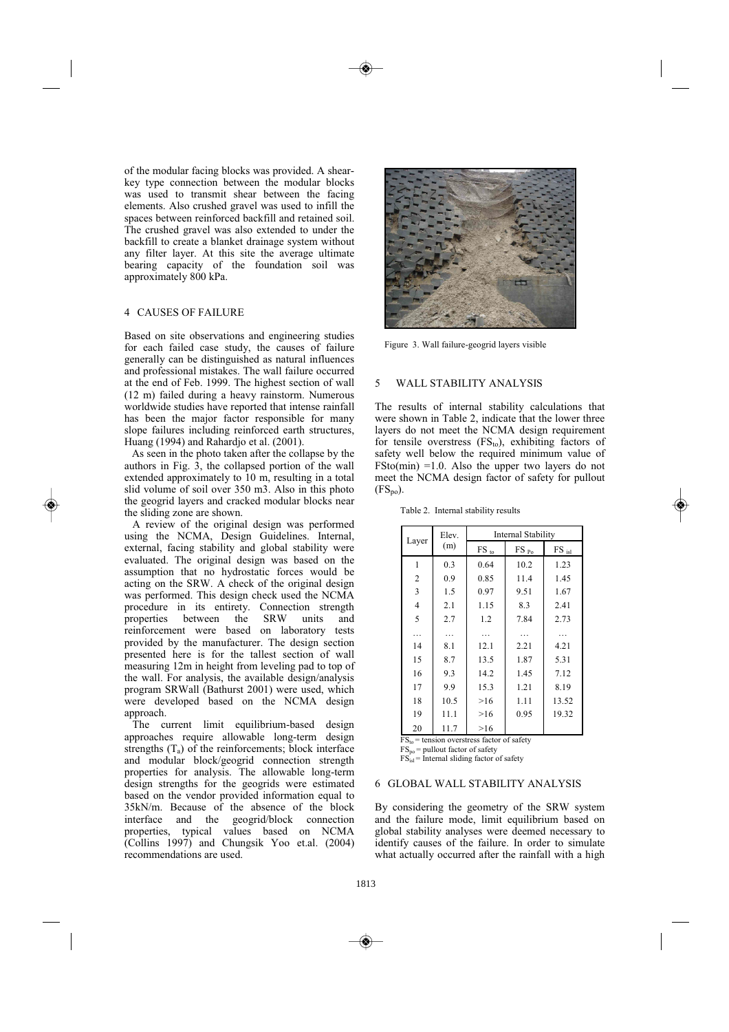of the modular facing blocks was provided. A shear-key type connection between the modular blocks was used to transmit shear between the facing elements. Also crushed gravel was used to infill the spaces between reinforced backfill and retained soil. The crushed gravel was also extended to under the backfill to create a blanket drainage system without any filter layer. At this site the average ultimate bearing capacity of the foundation soil was approximately 800 kPa.

## 4 CAUSES OF FAILURE

Based on site observations and engineering studies for each failed case study, the causes of failure generally can be distinguished as natural influences and professional mistakes. The wall failure occurred at the end of Feb. 1999. The highest section of wall (12 m) failed during a heavy rainstorm. Numerous worldwide studies have reported that intense rainfall has been the major factor responsible for many slope failures including reinforced earth structures, Huang (1994) and Rahardjo et al. (2001).

As seen in the photo taken after the collapse by the authors in Fig. 3, the collapsed portion of the wall extended approximately to 10 m, resulting in a total slid volume of soil over 350 m3. Also in this photo the geogrid layers and cracked modular blocks near the sliding zone are shown.

A review of the original design was performed using the NCMA, Design Guidelines. Internal, external, facing stability and global stability were evaluated. The original design was based on the assumption that no hydrostatic forces would be acting on the SRW. A check of the original design was performed. This design check used the NCMA procedure in its entirety. Connection strength properties between the SRW units and reinforcement were based on laboratory tests provided by the manufacturer. The design section presented here is for the tallest section of wall measuring 12m in height from leveling pad to top of the wall. For analysis, the available design/analysis program SRWall (Bathurst 2001) were used, which were developed based on the NCMA design approach.

The current limit equilibrium-based design approaches require allowable long-term design strengths ($T_a$) of the reinforcements; block interface and modular block/geogrid connection strength properties for analysis. The allowable long-term design strengths for the geogrids were estimated based on the vendor provided information equal to 35kN/m. Because of the absence of the block interface and the geogrid/block connection properties, typical values based on NCMA (Collins 1997) and Chungsik Yoo et.al. (2004) recommendations are used.

Figure 3. Wall failure-geogrid layers visible

## 5 WALL STABILITY ANALYSIS

The results of internal stability calculations that were shown in Table 2, indicate that the lower three layers do not meet the NCMA design requirement for tensile overstress ($FS_{to}$), exhibiting factors of safety well below the required minimum value of FSto(min) =1.0. Also the upper two layers do not meet the NCMA design factor of safety for pullout ($FS_{po}$).

Table 2. Internal stability results

| Layer | Elev. (m) | Internal Stability | | |
|---|---|---|---|---|
| | | $FS_{to}$ | $FS_{Po}$ | $FS_{isl}$ |
| 1 | 0.3 | 0.64 | 10.2 | 1.23 |
| 2 | 0.9 | 0.85 | 11.4 | 1.45 |
| 3 | 1.5 | 0.97 | 9.51 | 1.67 |
| 4 | 2.1 | 1.15 | 8.3 | 2.41 |
| 5 | 2.7 | 1.2 | 7.84 | 2.73 |
| … | … | … | … | … |
| 14 | 8.1 | 12.1 | 2.21 | 4.21 |
| 15 | 8.7 | 13.5 | 1.87 | 5.31 |
| 16 | 9.3 | 14.2 | 1.45 | 7.12 |
| 17 | 9.9 | 15.3 | 1.21 | 8.19 |
| 18 | 10.5 | >16 | 1.11 | 13.52 |
| 19 | 11.1 | >16 | 0.95 | 19.32 |
| 20 | 11.7 | >16 | | |

$FS_{to}$ = tension overstress factor of safety
$FS_{po}$ = pullout factor of safety
$FS_{isl}$ = Internal sliding factor of safety

## 6 GLOBAL WALL STABILITY ANALYSIS

By considering the geometry of the SRW system and the failure mode, limit equilibrium based on global stability analyses were deemed necessary to identify causes of the failure. In order to simulate what actually occurred after the rainfall with a high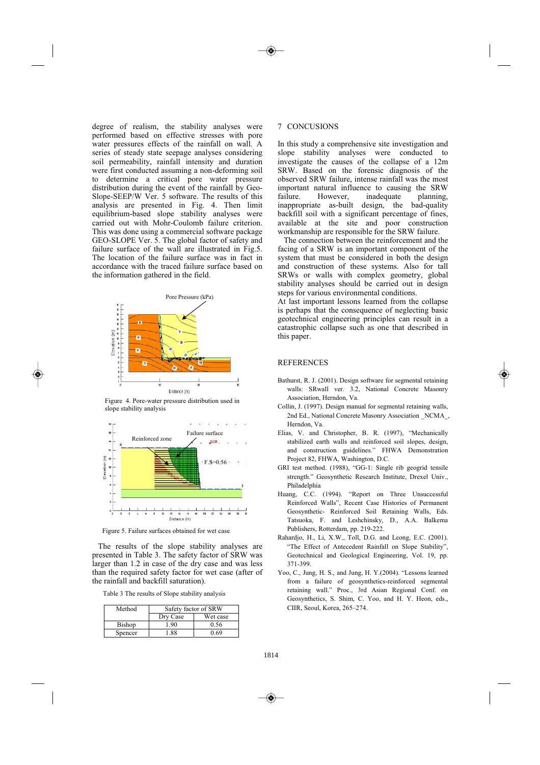degree of realism, the stability analyses were performed based on effective stresses with pore water pressures effects of the rainfall on wall. A series of steady state seepage analyses considering soil permeability, rainfall intensity and duration were first conducted assuming a non-deforming soil to determine a critical pore water pressure distribution during the event of the rainfall by Geo-Slope-SEEP/W Ver. 5 software. The results of this analysis are presented in Fig. 4. Then limit equilibrium-based slope stability analyses were carried out with Mohr-Coulomb failure criterion. This was done using a commercial software package GEO-SLOPE Ver. 5. The global factor of safety and failure surface of the wall are illustrated in Fig.5. The location of the failure surface was in fact in accordance with the traced failure surface based on the information gathered in the field.

Pore Pressure (kPa)

Figure 4. Pore-water pressure distribution used in slope stability analysis

Reinforced zone

Failure surface

F.S=0.56

Figure 5. Failure surfaces obtained for wet case

The results of the slope stability analyses are presented in Table 3. The safety factor of SRW was larger than 1.2 in case of the dry case and was less than the required safety factor for wet case (after of the rainfall and backfill saturation).

Table 3 The results of Slope stability analysis

| Method | Safety factor of SRW | |
|---|---|---|
| | Dry Case | Wet case |
| Bishop | 1.90 | 0.56 |
| Spencer | 1.88 | 0.69 |

## 7 CONCUSIONS

In this study a comprehensive site investigation and slope stability analyses were conducted to investigate the causes of the collapse of a 12m SRW. Based on the forensic diagnosis of the observed SRW failure, intense rainfall was the most important natural influence to causing the SRW failure. However, inadequate planning, inappropriate as-built design, the bad-quality backfill soil with a significant percentage of fines, available at the site and poor construction workmanship are responsible for the SRW failure.

The connection between the reinforcement and the facing of a SRW is an important component of the system that must be considered in both the design and construction of these systems. Also for tall SRWs or walls with complex geometry, global stability analyses should be carried out in design steps for various environmental conditions.

At last important lessons learned from the collapse is perhaps that the consequence of neglecting basic geotechnical engineering principles can result in a catastrophic collapse such as one that described in this paper.

## REFERENCES

Bathurst, R. J. (2001). Design software for segmental retaining walls: SRwall ver. 3.2, National Concrete Masonry Association, Herndon, Va.

Collin, J. (1997). Design manual for segmental retaining walls, 2nd Ed., National Concrete Masonry Association _NCMA_, Herndon, Va.

Elias, V. and Christopher, B. R. (1997), "Mechanically stabilized earth walls and reinforced soil slopes, design, and construction guidelines." FHWA Demonstration Project 82, FHWA, Washington, D.C.

GRI test method. (1988), "GG-1: Single rib geogrid tensile strength." Geosynthetic Research Institute, Drexel Univ., Philadelphia

Huang, C.C. (1994). "Report on Three Unsuccessful Reinforced Walls", Recent Case Histories of Permanent Geosynthetic- Reinforced Soil Retaining Walls, Eds. Tatsuoka, F. and Leshchinsky, D., A.A. Balkema Publishers, Rotterdam, pp. 219-222.

Rahardjo, H., Li, X.W., Toll, D.G. and Leong, E.C. (2001). "The Effect of Antecedent Rainfall on Slope Stability", Geotechnical and Geological Engineering, Vol. 19, pp. 371-399.

Yoo, C., Jung, H. S., and Jung, H. Y.(2004). "Lessons learned from a failure of geosynthetics-reinforced segmental retaining wall." Proc., 3rd Asian Regional Conf. on Geosynthetics, S. Shim, C. Yoo, and H. Y. Heon, eds., CIIR, Seoul, Korea, 265–274.